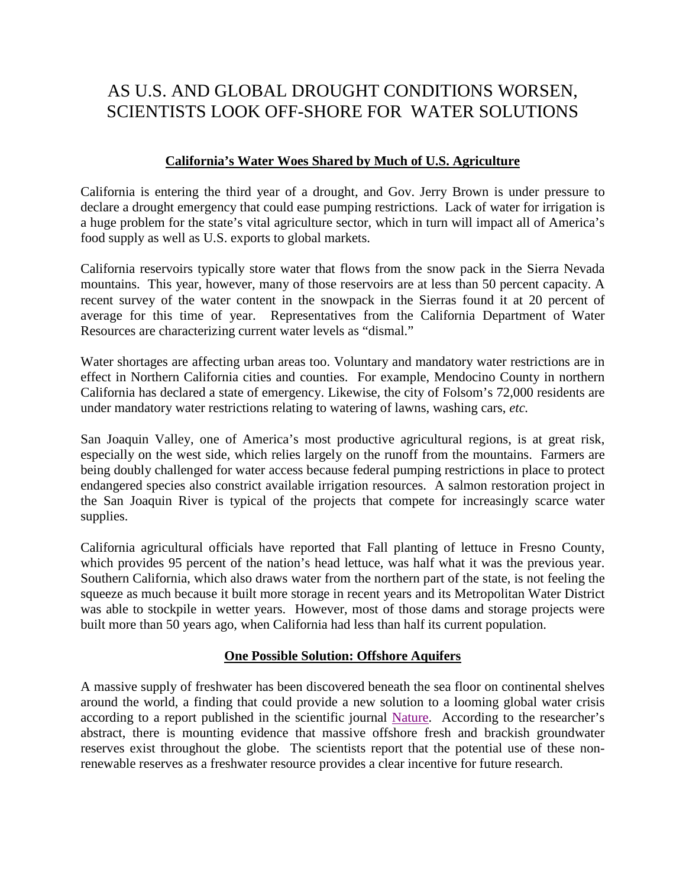# AS U.S. AND GLOBAL DROUGHT CONDITIONS WORSEN, SCIENTISTS LOOK OFF-SHORE FOR WATER SOLUTIONS

## California's Water Woes Shared by Much of U.S. Agriculture

California is entering the third year of a drought, and Gov. Jerry Brown is under pressure to declare a drought emergency that could ease pumping restrictions. Lack of water for irrigation is a huge problem for the state's vital agriculture sector, which in turn will impact all of America's food supply as well as U.S. exports to global markets.

California reservoirs typically store water that flows from the snow pack in the Sierra Nevada mountains. This year, however, many of those reservoirs are at less than 50 percent capacity. A recent survey of the water content in the snowpack in the Sierras found it at 20 percent of average for this time of year. Representatives from the California Department of Water Resources are characterizing current water levels as "dismal."

Water shortages are affecting urban areas too. Voluntary and mandatory water restrictions are in effect in Northern California cities and counties. For example, Mendocino County in northern California has declared a state of emergency. Likewise, the city of Folsom's 72,000 residents are under mandatory water restrictions relating to watering of lawns, washing cars, *etc.*

San Joaquin Valley, one of America's most productive agricultural regions, is at great risk, especially on the west side, which relies largely on the runoff from the mountains. Farmers are being doubly challenged for water access because federal pumping restrictions in place to protect endangered species also constrict available irrigation resources. A salmon restoration project in the San Joaquin River is typical of the projects that compete for increasingly scarce water supplies.

California agricultural officials have reported that Fall planting of lettuce in Fresno County, which provides 95 percent of the nation's head lettuce, was half what it was the previous year. Southern California, which also draws water from the northern part of the state, is not feeling the squeeze as much because it built more storage in recent years and its Metropolitan Water District was able to stockpile in wetter years. However, most of those dams and storage projects were built more than 50 years ago, when California had less than half its current population.

## One Possible Solution: Offshore Aquifers

A massive supply of freshwater has been discovered beneath the sea floor on continental shelves around the world, a finding that could provide a new solution to a looming global water crisis according to a report published in the scientific journal Nature. According to the researcher's abstract, there is mounting evidence that massive offshore fresh and brackish groundwater reserves exist throughout the globe. The scientists report that the potential use of these non-renewable reserves as a freshwater resource provides a clear incentive for future research.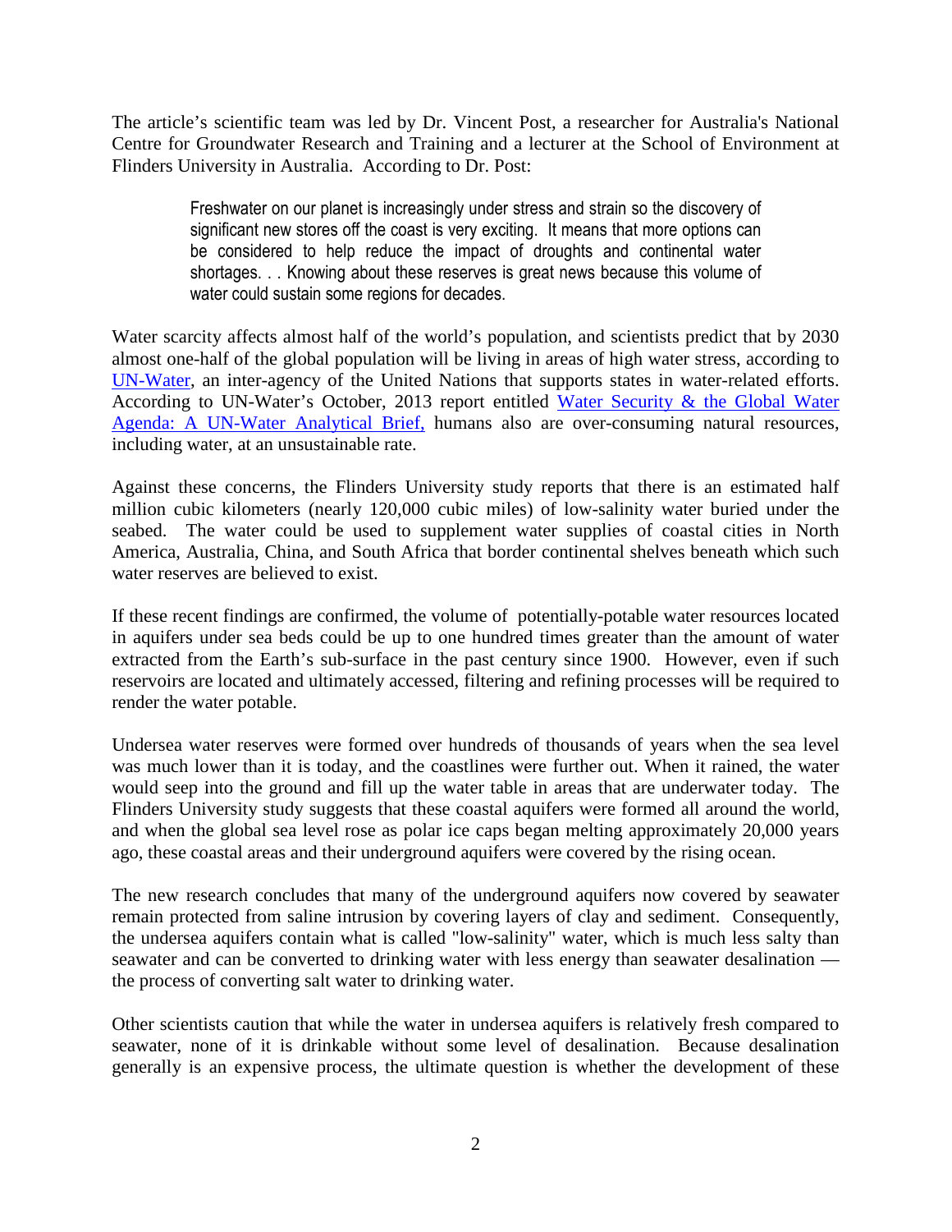The article's scientific team was led by Dr. Vincent Post, a researcher for Australia's National Centre for Groundwater Research and Training and a lecturer at the School of Environment at Flinders University in Australia. According to Dr. Post:

> Freshwater on our planet is increasingly under stress and strain so the discovery of significant new stores off the coast is very exciting. It means that more options can be considered to help reduce the impact of droughts and continental water shortages. . . Knowing about these reserves is great news because this volume of water could sustain some regions for decades.

Water scarcity affects almost half of the world's population, and scientists predict that by 2030 almost one-half of the global population will be living in areas of high water stress, according to [UN-Water](), an inter-agency of the United Nations that supports states in water-related efforts. According to UN-Water's October, 2013 report entitled [Water Security & the Global Water Agenda: A UN-Water Analytical Brief,]() humans also are over-consuming natural resources, including water, at an unsustainable rate.

Against these concerns, the Flinders University study reports that there is an estimated half million cubic kilometers (nearly 120,000 cubic miles) of low-salinity water buried under the seabed. The water could be used to supplement water supplies of coastal cities in North America, Australia, China, and South Africa that border continental shelves beneath which such water reserves are believed to exist.

If these recent findings are confirmed, the volume of potentially-potable water resources located in aquifers under sea beds could be up to one hundred times greater than the amount of water extracted from the Earth's sub-surface in the past century since 1900. However, even if such reservoirs are located and ultimately accessed, filtering and refining processes will be required to render the water potable.

Undersea water reserves were formed over hundreds of thousands of years when the sea level was much lower than it is today, and the coastlines were further out. When it rained, the water would seep into the ground and fill up the water table in areas that are underwater today. The Flinders University study suggests that these coastal aquifers were formed all around the world, and when the global sea level rose as polar ice caps began melting approximately 20,000 years ago, these coastal areas and their underground aquifers were covered by the rising ocean.

The new research concludes that many of the underground aquifers now covered by seawater remain protected from saline intrusion by covering layers of clay and sediment. Consequently, the undersea aquifers contain what is called "low-salinity" water, which is much less salty than seawater and can be converted to drinking water with less energy than seawater desalination — the process of converting salt water to drinking water.

Other scientists caution that while the water in undersea aquifers is relatively fresh compared to seawater, none of it is drinkable without some level of desalination. Because desalination generally is an expensive process, the ultimate question is whether the development of these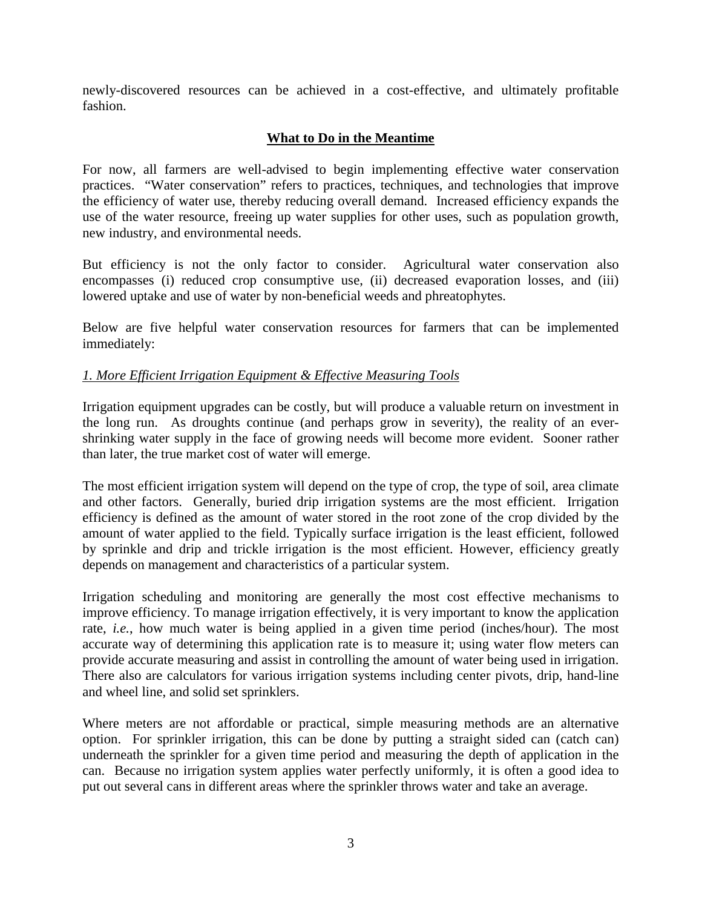newly-discovered resources can be achieved in a cost-effective, and ultimately profitable fashion.

## **What to Do in the Meantime**

For now, all farmers are well-advised to begin implementing effective water conservation practices. "Water conservation" refers to practices, techniques, and technologies that improve the efficiency of water use, thereby reducing overall demand. Increased efficiency expands the use of the water resource, freeing up water supplies for other uses, such as population growth, new industry, and environmental needs.

But efficiency is not the only factor to consider. Agricultural water conservation also encompasses (i) reduced crop consumptive use, (ii) decreased evaporation losses, and (iii) lowered uptake and use of water by non-beneficial weeds and phreatophytes.

Below are five helpful water conservation resources for farmers that can be implemented immediately:

### *1. More Efficient Irrigation Equipment & Effective Measuring Tools*

Irrigation equipment upgrades can be costly, but will produce a valuable return on investment in the long run. As droughts continue (and perhaps grow in severity), the reality of an ever-shrinking water supply in the face of growing needs will become more evident. Sooner rather than later, the true market cost of water will emerge.

The most efficient irrigation system will depend on the type of crop, the type of soil, area climate and other factors. Generally, buried drip irrigation systems are the most efficient. Irrigation efficiency is defined as the amount of water stored in the root zone of the crop divided by the amount of water applied to the field. Typically surface irrigation is the least efficient, followed by sprinkle and drip and trickle irrigation is the most efficient. However, efficiency greatly depends on management and characteristics of a particular system.

Irrigation scheduling and monitoring are generally the most cost effective mechanisms to improve efficiency. To manage irrigation effectively, it is very important to know the application rate, *i.e.*, how much water is being applied in a given time period (inches/hour). The most accurate way of determining this application rate is to measure it; using water flow meters can provide accurate measuring and assist in controlling the amount of water being used in irrigation. There also are calculators for various irrigation systems including center pivots, drip, hand-line and wheel line, and solid set sprinklers.

Where meters are not affordable or practical, simple measuring methods are an alternative option. For sprinkler irrigation, this can be done by putting a straight sided can (catch can) underneath the sprinkler for a given time period and measuring the depth of application in the can. Because no irrigation system applies water perfectly uniformly, it is often a good idea to put out several cans in different areas where the sprinkler throws water and take an average.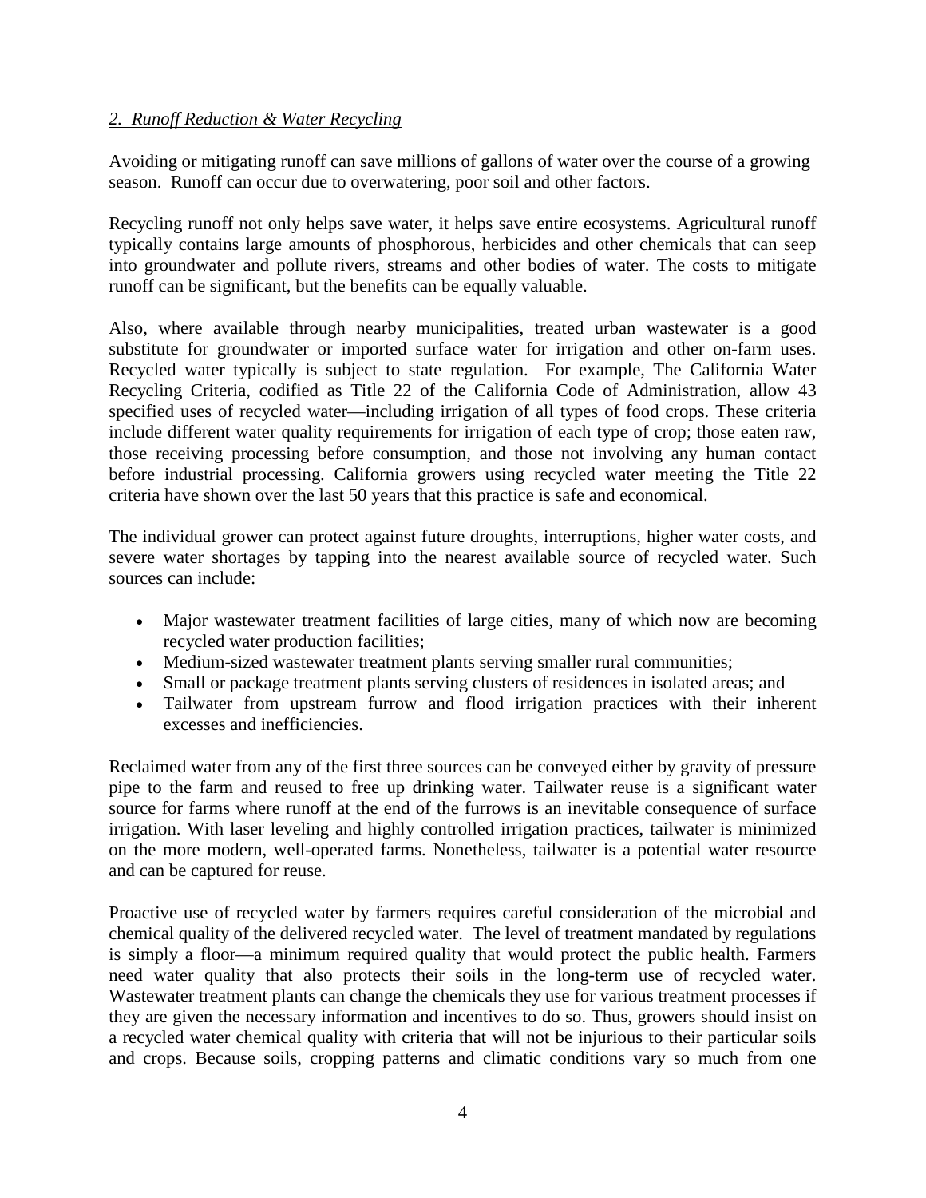### *2. Runoff Reduction & Water Recycling*

Avoiding or mitigating runoff can save millions of gallons of water over the course of a growing season. Runoff can occur due to overwatering, poor soil and other factors.

Recycling runoff not only helps save water, it helps save entire ecosystems. Agricultural runoff typically contains large amounts of phosphorous, herbicides and other chemicals that can seep into groundwater and pollute rivers, streams and other bodies of water. The costs to mitigate runoff can be significant, but the benefits can be equally valuable.

Also, where available through nearby municipalities, treated urban wastewater is a good substitute for groundwater or imported surface water for irrigation and other on-farm uses. Recycled water typically is subject to state regulation. For example, The California Water Recycling Criteria, codified as Title 22 of the California Code of Administration, allow 43 specified uses of recycled water—including irrigation of all types of food crops. These criteria include different water quality requirements for irrigation of each type of crop; those eaten raw, those receiving processing before consumption, and those not involving any human contact before industrial processing. California growers using recycled water meeting the Title 22 criteria have shown over the last 50 years that this practice is safe and economical.

The individual grower can protect against future droughts, interruptions, higher water costs, and severe water shortages by tapping into the nearest available source of recycled water. Such sources can include:

- Major wastewater treatment facilities of large cities, many of which now are becoming recycled water production facilities;
- Medium-sized wastewater treatment plants serving smaller rural communities;
- Small or package treatment plants serving clusters of residences in isolated areas; and
- Tailwater from upstream furrow and flood irrigation practices with their inherent excesses and inefficiencies.

Reclaimed water from any of the first three sources can be conveyed either by gravity of pressure pipe to the farm and reused to free up drinking water. Tailwater reuse is a significant water source for farms where runoff at the end of the furrows is an inevitable consequence of surface irrigation. With laser leveling and highly controlled irrigation practices, tailwater is minimized on the more modern, well-operated farms. Nonetheless, tailwater is a potential water resource and can be captured for reuse.

Proactive use of recycled water by farmers requires careful consideration of the microbial and chemical quality of the delivered recycled water. The level of treatment mandated by regulations is simply a floor—a minimum required quality that would protect the public health. Farmers need water quality that also protects their soils in the long-term use of recycled water. Wastewater treatment plants can change the chemicals they use for various treatment processes if they are given the necessary information and incentives to do so. Thus, growers should insist on a recycled water chemical quality with criteria that will not be injurious to their particular soils and crops. Because soils, cropping patterns and climatic conditions vary so much from one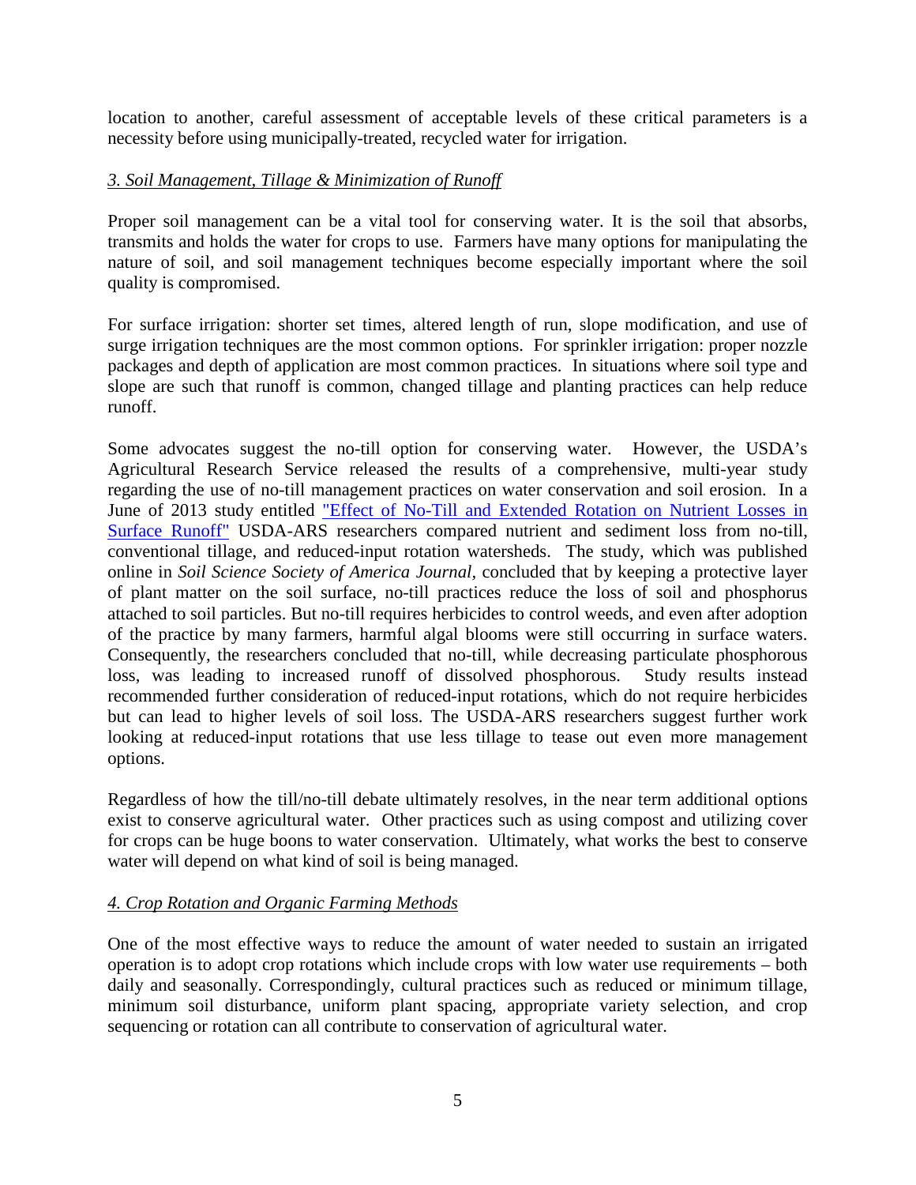location to another, careful assessment of acceptable levels of these critical parameters is a necessity before using municipally-treated, recycled water for irrigation.

*3. Soil Management, Tillage & Minimization of Runoff*

Proper soil management can be a vital tool for conserving water. It is the soil that absorbs, transmits and holds the water for crops to use. Farmers have many options for manipulating the nature of soil, and soil management techniques become especially important where the soil quality is compromised.

For surface irrigation: shorter set times, altered length of run, slope modification, and use of surge irrigation techniques are the most common options. For sprinkler irrigation: proper nozzle packages and depth of application are most common practices. In situations where soil type and slope are such that runoff is common, changed tillage and planting practices can help reduce runoff.

Some advocates suggest the no-till option for conserving water. However, the USDA's Agricultural Research Service released the results of a comprehensive, multi-year study regarding the use of no-till management practices on water conservation and soil erosion. In a June of 2013 study entitled "Effect of No-Till and Extended Rotation on Nutrient Losses in Surface Runoff" USDA-ARS researchers compared nutrient and sediment loss from no-till, conventional tillage, and reduced-input rotation watersheds. The study, which was published online in *Soil Science Society of America Journal,* concluded that by keeping a protective layer of plant matter on the soil surface, no-till practices reduce the loss of soil and phosphorus attached to soil particles. But no-till requires herbicides to control weeds, and even after adoption of the practice by many farmers, harmful algal blooms were still occurring in surface waters. Consequently, the researchers concluded that no-till, while decreasing particulate phosphorous loss, was leading to increased runoff of dissolved phosphorous. Study results instead recommended further consideration of reduced-input rotations, which do not require herbicides but can lead to higher levels of soil loss. The USDA-ARS researchers suggest further work looking at reduced-input rotations that use less tillage to tease out even more management options.

Regardless of how the till/no-till debate ultimately resolves, in the near term additional options exist to conserve agricultural water. Other practices such as using compost and utilizing cover for crops can be huge boons to water conservation. Ultimately, what works the best to conserve water will depend on what kind of soil is being managed.

*4. Crop Rotation and Organic Farming Methods*

One of the most effective ways to reduce the amount of water needed to sustain an irrigated operation is to adopt crop rotations which include crops with low water use requirements – both daily and seasonally. Correspondingly, cultural practices such as reduced or minimum tillage, minimum soil disturbance, uniform plant spacing, appropriate variety selection, and crop sequencing or rotation can all contribute to conservation of agricultural water.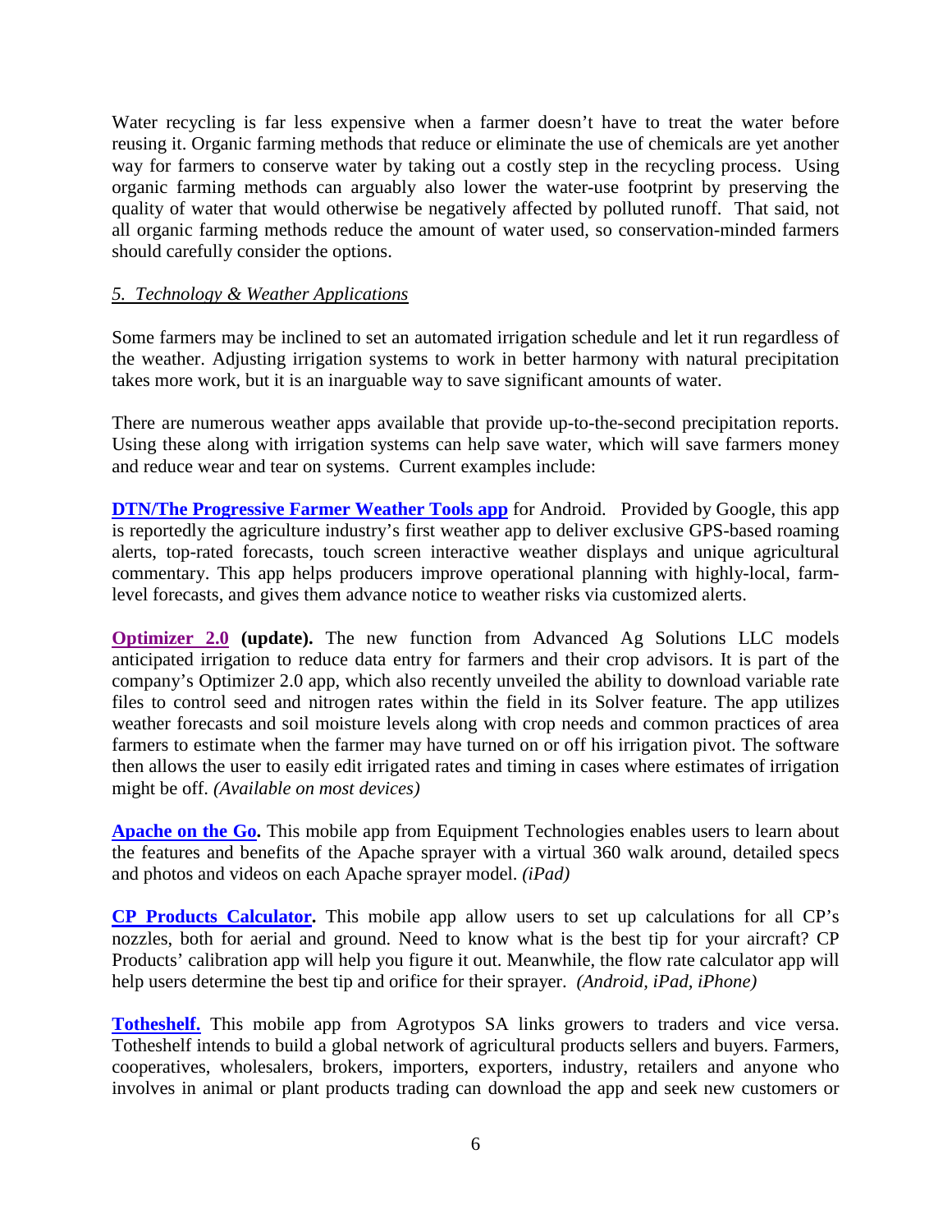Water recycling is far less expensive when a farmer doesn't have to treat the water before reusing it. Organic farming methods that reduce or eliminate the use of chemicals are yet another way for farmers to conserve water by taking out a costly step in the recycling process. Using organic farming methods can arguably also lower the water-use footprint by preserving the quality of water that would otherwise be negatively affected by polluted runoff. That said, not all organic farming methods reduce the amount of water used, so conservation-minded farmers should carefully consider the options.

*5. Technology & Weather Applications*

Some farmers may be inclined to set an automated irrigation schedule and let it run regardless of the weather. Adjusting irrigation systems to work in better harmony with natural precipitation takes more work, but it is an inarguable way to save significant amounts of water.

There are numerous weather apps available that provide up-to-the-second precipitation reports. Using these along with irrigation systems can help save water, which will save farmers money and reduce wear and tear on systems. Current examples include:

**DTN/The Progressive Farmer Weather Tools app** for Android. Provided by Google, this app is reportedly the agriculture industry's first weather app to deliver exclusive GPS-based roaming alerts, top-rated forecasts, touch screen interactive weather displays and unique agricultural commentary. This app helps producers improve operational planning with highly-local, farm-level forecasts, and gives them advance notice to weather risks via customized alerts.

**Optimizer 2.0 (update).** The new function from Advanced Ag Solutions LLC models anticipated irrigation to reduce data entry for farmers and their crop advisors. It is part of the company's Optimizer 2.0 app, which also recently unveiled the ability to download variable rate files to control seed and nitrogen rates within the field in its Solver feature. The app utilizes weather forecasts and soil moisture levels along with crop needs and common practices of area farmers to estimate when the farmer may have turned on or off his irrigation pivot. The software then allows the user to easily edit irrigated rates and timing in cases where estimates of irrigation might be off. *(Available on most devices)*

**Apache on the Go.** This mobile app from Equipment Technologies enables users to learn about the features and benefits of the Apache sprayer with a virtual 360 walk around, detailed specs and photos and videos on each Apache sprayer model. *(iPad)*

**CP Products Calculator.** This mobile app allow users to set up calculations for all CP's nozzles, both for aerial and ground. Need to know what is the best tip for your aircraft? CP Products' calibration app will help you figure it out. Meanwhile, the flow rate calculator app will help users determine the best tip and orifice for their sprayer. *(Android, iPad, iPhone)*

**Totheshelf.** This mobile app from Agrotypos SA links growers to traders and vice versa. Totheshelf intends to build a global network of agricultural products sellers and buyers. Farmers, cooperatives, wholesalers, brokers, importers, exporters, industry, retailers and anyone who involves in animal or plant products trading can download the app and seek new customers or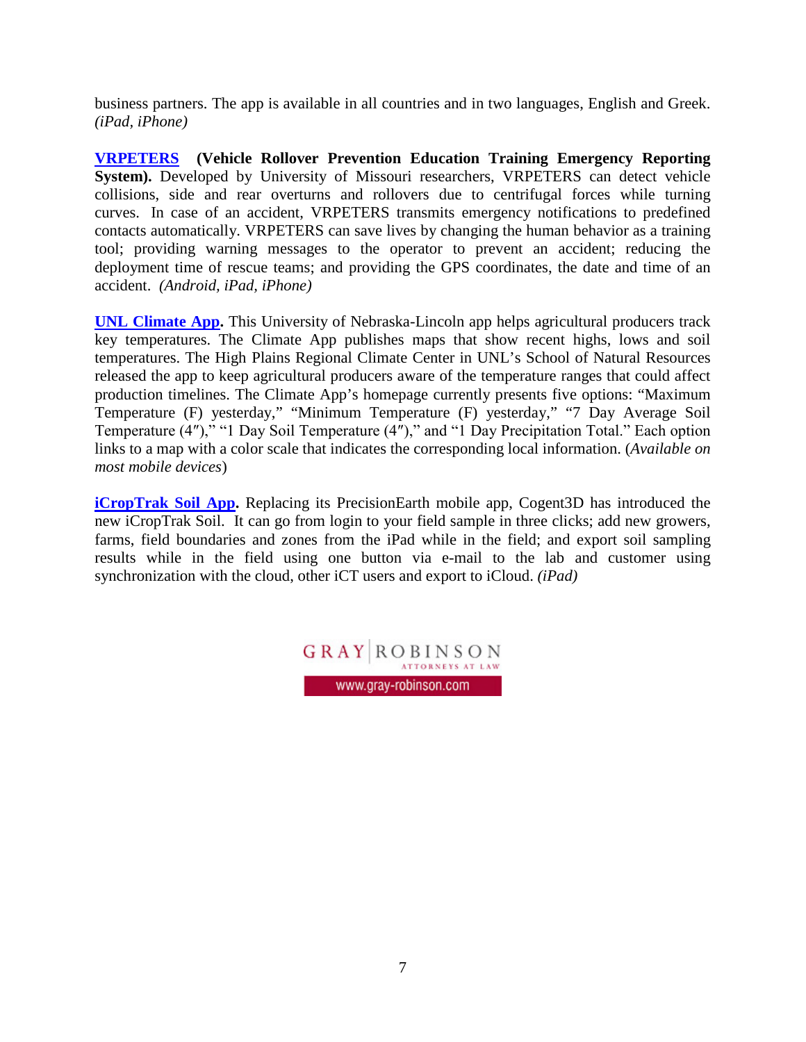business partners. The app is available in all countries and in two languages, English and Greek. *(iPad, iPhone)*

**VRPETERS** **(Vehicle Rollover Prevention Education Training Emergency Reporting System).** Developed by University of Missouri researchers, VRPETERS can detect vehicle collisions, side and rear overturns and rollovers due to centrifugal forces while turning curves. In case of an accident, VRPETERS transmits emergency notifications to predefined contacts automatically. VRPETERS can save lives by changing the human behavior as a training tool; providing warning messages to the operator to prevent an accident; reducing the deployment time of rescue teams; and providing the GPS coordinates, the date and time of an accident. *(Android, iPad, iPhone)*

**UNL Climate App.** This University of Nebraska-Lincoln app helps agricultural producers track key temperatures. The Climate App publishes maps that show recent highs, lows and soil temperatures. The High Plains Regional Climate Center in UNL's School of Natural Resources released the app to keep agricultural producers aware of the temperature ranges that could affect production timelines. The Climate App's homepage currently presents five options: "Maximum Temperature (F) yesterday," "Minimum Temperature (F) yesterday," "7 Day Average Soil Temperature (4″)," "1 Day Soil Temperature (4″)," and "1 Day Precipitation Total." Each option links to a map with a color scale that indicates the corresponding local information. (*Available on most mobile devices*)

**iCropTrak Soil App.** Replacing its PrecisionEarth mobile app, Cogent3D has introduced the new iCropTrak Soil. It can go from login to your field sample in three clicks; add new growers, farms, field boundaries and zones from the iPad while in the field; and export soil sampling results while in the field using one button via e-mail to the lab and customer using synchronization with the cloud, other iCT users and export to iCloud. *(iPad)*

GRAY | ROBINSON
ATTORNEYS AT LAW
www.gray-robinson.com